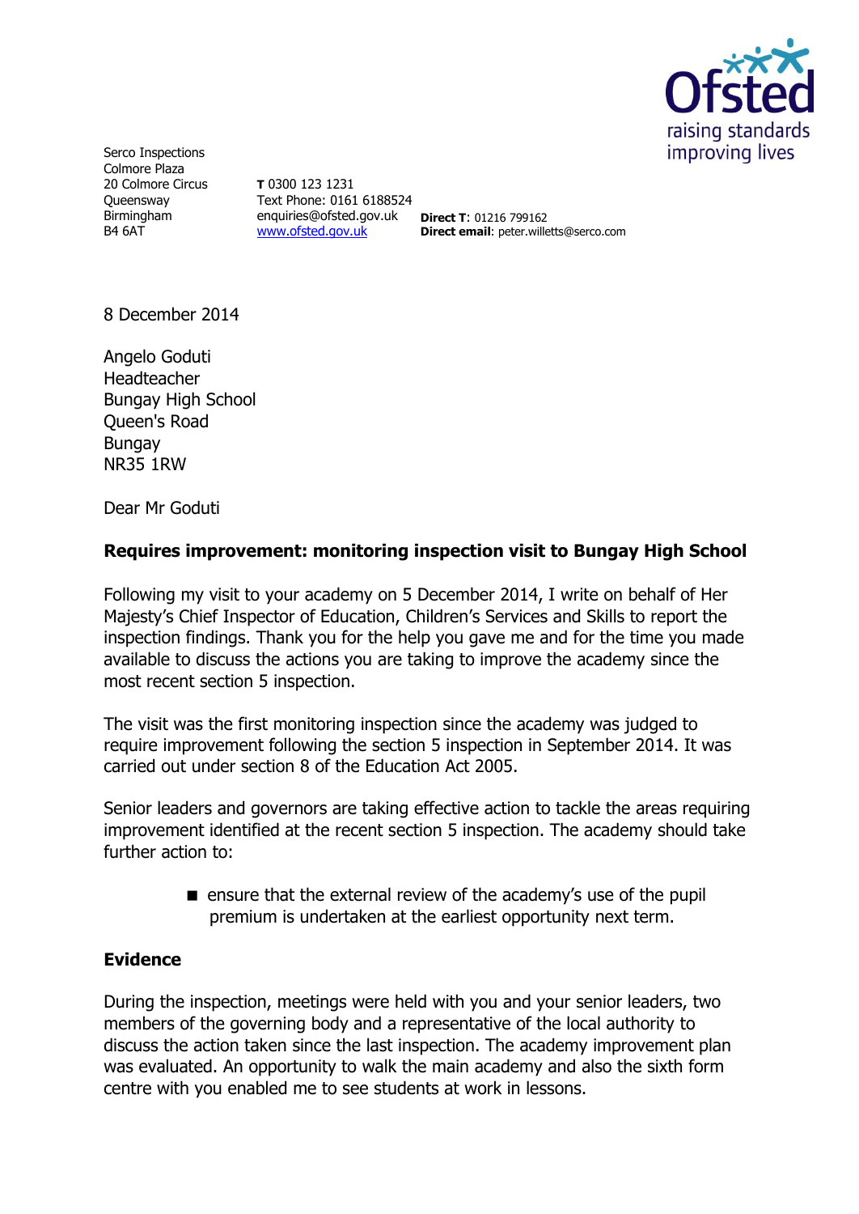Serco Inspections
Colmore Plaza
20 Colmore Circus
Queensway
Birmingham
B4 6AT

**T** 0300 123 1231
Text Phone: 0161 6188524
enquiries@ofsted.gov.uk
www.ofsted.gov.uk

**Direct T**: 01216 799162
**Direct email**: peter.willetts@serco.com

8 December 2014

Angelo Goduti
Headteacher
Bungay High School
Queen's Road
Bungay
NR35 1RW

Dear Mr Goduti

**Requires improvement: monitoring inspection visit to Bungay High School**

Following my visit to your academy on 5 December 2014, I write on behalf of Her Majesty's Chief Inspector of Education, Children's Services and Skills to report the inspection findings. Thank you for the help you gave me and for the time you made available to discuss the actions you are taking to improve the academy since the most recent section 5 inspection.

The visit was the first monitoring inspection since the academy was judged to require improvement following the section 5 inspection in September 2014. It was carried out under section 8 of the Education Act 2005.

Senior leaders and governors are taking effective action to tackle the areas requiring improvement identified at the recent section 5 inspection. The academy should take further action to:

- ensure that the external review of the academy's use of the pupil premium is undertaken at the earliest opportunity next term.

**Evidence**

During the inspection, meetings were held with you and your senior leaders, two members of the governing body and a representative of the local authority to discuss the action taken since the last inspection. The academy improvement plan was evaluated. An opportunity to walk the main academy and also the sixth form centre with you enabled me to see students at work in lessons.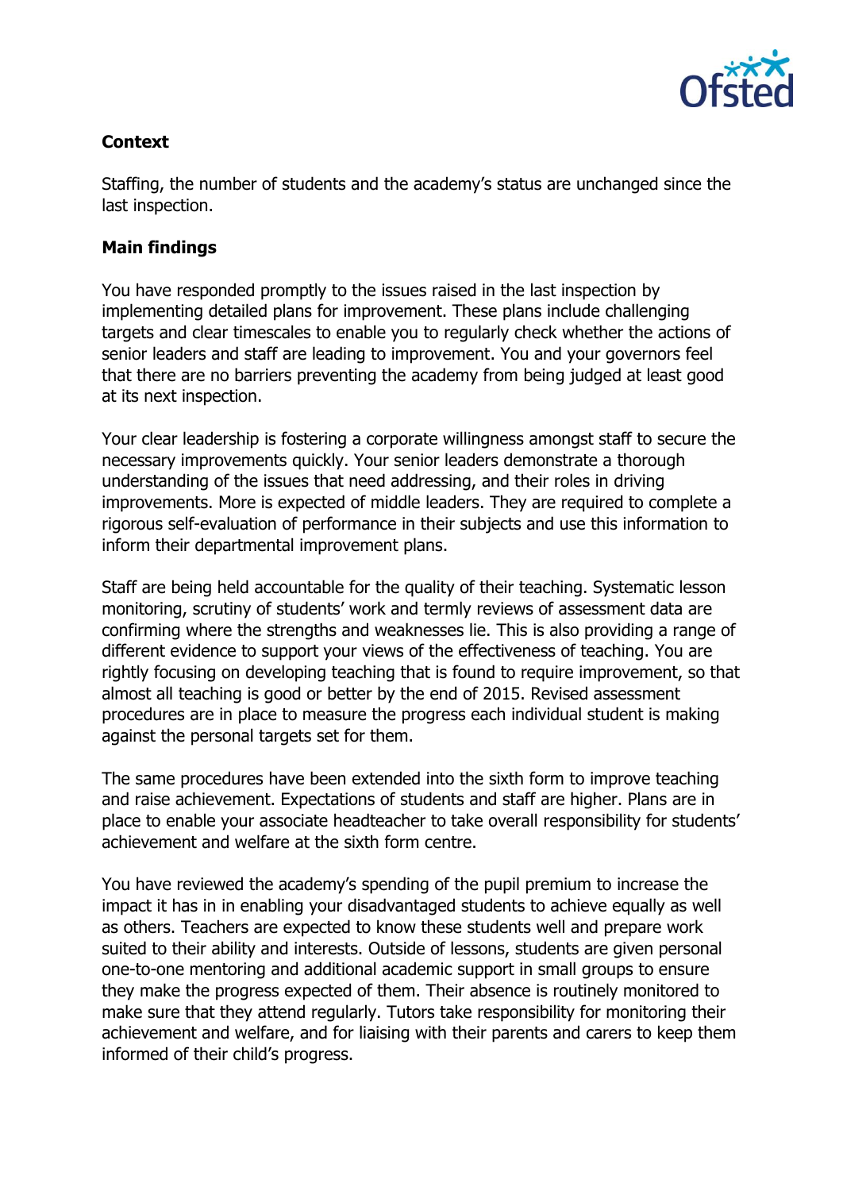**Context**

Staffing, the number of students and the academy's status are unchanged since the last inspection.

**Main findings**

You have responded promptly to the issues raised in the last inspection by implementing detailed plans for improvement. These plans include challenging targets and clear timescales to enable you to regularly check whether the actions of senior leaders and staff are leading to improvement. You and your governors feel that there are no barriers preventing the academy from being judged at least good at its next inspection.

Your clear leadership is fostering a corporate willingness amongst staff to secure the necessary improvements quickly. Your senior leaders demonstrate a thorough understanding of the issues that need addressing, and their roles in driving improvements. More is expected of middle leaders. They are required to complete a rigorous self-evaluation of performance in their subjects and use this information to inform their departmental improvement plans.

Staff are being held accountable for the quality of their teaching. Systematic lesson monitoring, scrutiny of students' work and termly reviews of assessment data are confirming where the strengths and weaknesses lie. This is also providing a range of different evidence to support your views of the effectiveness of teaching. You are rightly focusing on developing teaching that is found to require improvement, so that almost all teaching is good or better by the end of 2015. Revised assessment procedures are in place to measure the progress each individual student is making against the personal targets set for them.

The same procedures have been extended into the sixth form to improve teaching and raise achievement. Expectations of students and staff are higher. Plans are in place to enable your associate headteacher to take overall responsibility for students' achievement and welfare at the sixth form centre.

You have reviewed the academy's spending of the pupil premium to increase the impact it has in in enabling your disadvantaged students to achieve equally as well as others. Teachers are expected to know these students well and prepare work suited to their ability and interests. Outside of lessons, students are given personal one-to-one mentoring and additional academic support in small groups to ensure they make the progress expected of them. Their absence is routinely monitored to make sure that they attend regularly. Tutors take responsibility for monitoring their achievement and welfare, and for liaising with their parents and carers to keep them informed of their child's progress.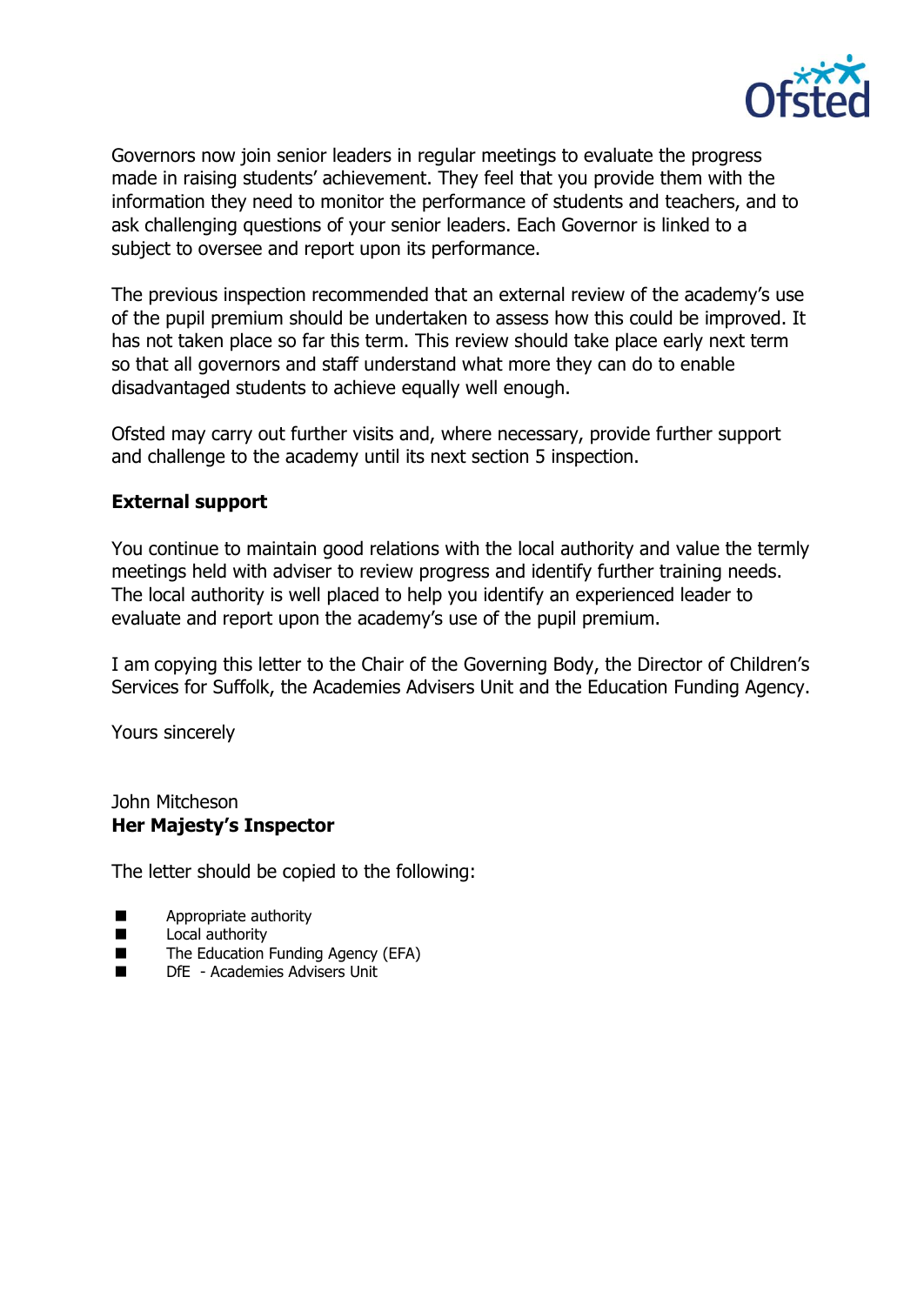Governors now join senior leaders in regular meetings to evaluate the progress made in raising students' achievement. They feel that you provide them with the information they need to monitor the performance of students and teachers, and to ask challenging questions of your senior leaders. Each Governor is linked to a subject to oversee and report upon its performance.

The previous inspection recommended that an external review of the academy's use of the pupil premium should be undertaken to assess how this could be improved. It has not taken place so far this term. This review should take place early next term so that all governors and staff understand what more they can do to enable disadvantaged students to achieve equally well enough.

Ofsted may carry out further visits and, where necessary, provide further support and challenge to the academy until its next section 5 inspection.

**External support**

You continue to maintain good relations with the local authority and value the termly meetings held with adviser to review progress and identify further training needs. The local authority is well placed to help you identify an experienced leader to evaluate and report upon the academy's use of the pupil premium.

I am copying this letter to the Chair of the Governing Body, the Director of Children's Services for Suffolk, the Academies Advisers Unit and the Education Funding Agency.

Yours sincerely

John Mitcheson
**Her Majesty's Inspector**

The letter should be copied to the following:

- Appropriate authority
- Local authority
- The Education Funding Agency (EFA)
- DfE - Academies Advisers Unit